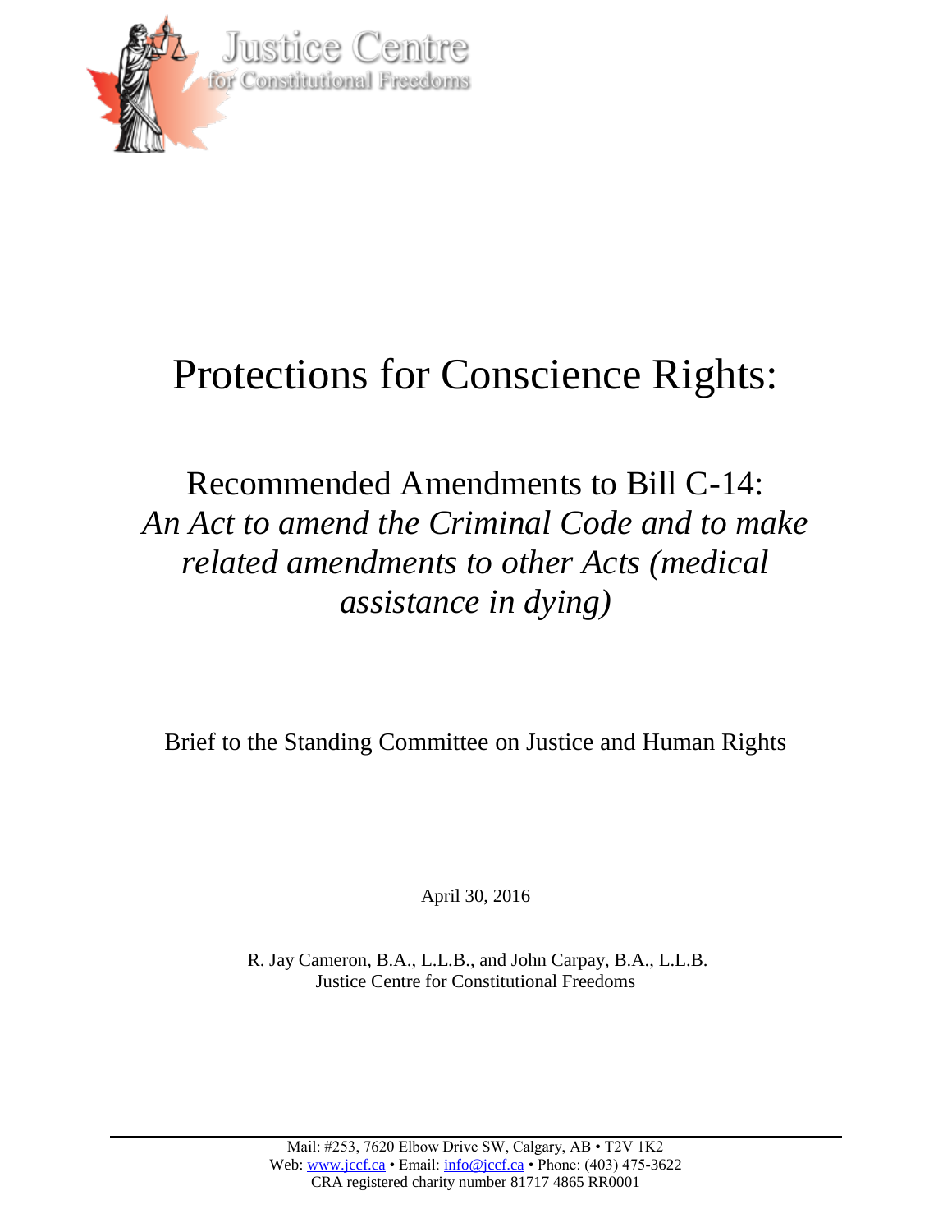Justice Centre
for Constitutional Freedoms

# Protections for Conscience Rights:

## Recommended Amendments to Bill C-14: *An Act to amend the Criminal Code and to make related amendments to other Acts (medical assistance in dying)*

Brief to the Standing Committee on Justice and Human Rights

April 30, 2016

R. Jay Cameron, B.A., L.L.B., and John Carpay, B.A., L.L.B.
Justice Centre for Constitutional Freedoms

---

Mail: #253, 7620 Elbow Drive SW, Calgary, AB • T2V 1K2
Web: www.jccf.ca • Email: info@jccf.ca • Phone: (403) 475-3622
CRA registered charity number 81717 4865 RR0001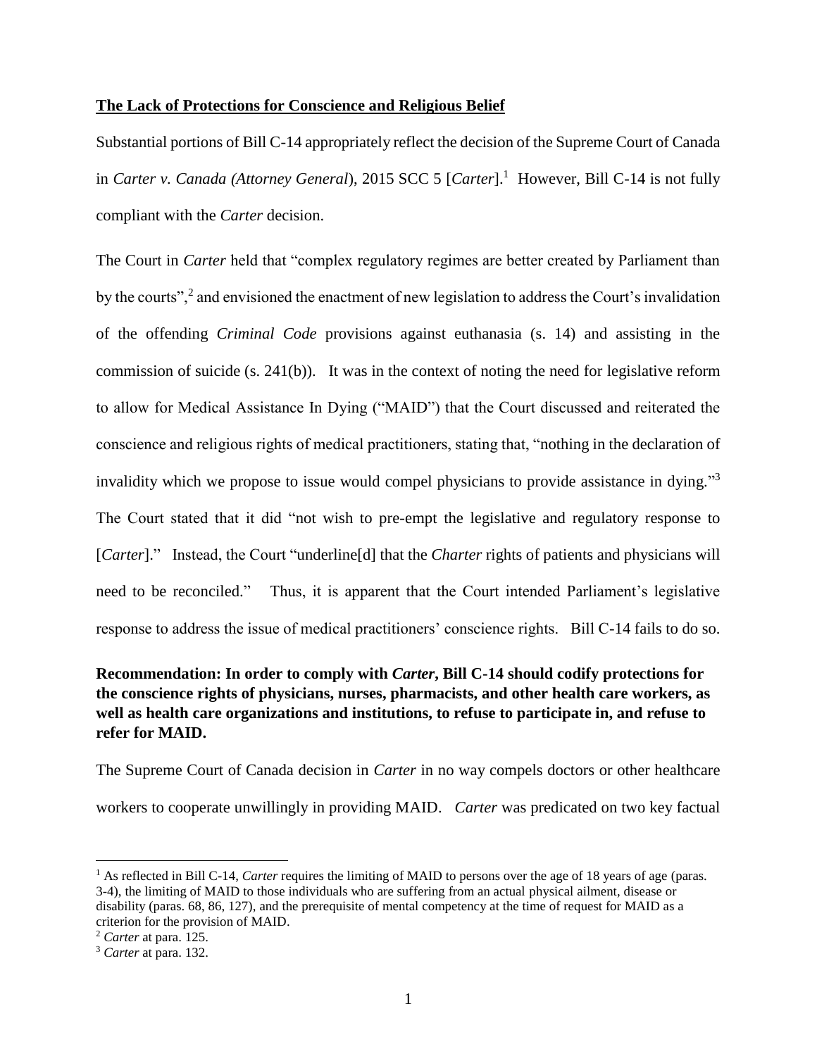## The Lack of Protections for Conscience and Religious Belief

Substantial portions of Bill C-14 appropriately reflect the decision of the Supreme Court of Canada in *Carter v. Canada (Attorney General*), 2015 SCC 5 [*Carter*].[1] However, Bill C-14 is not fully compliant with the *Carter* decision.

The Court in *Carter* held that "complex regulatory regimes are better created by Parliament than by the courts",[2] and envisioned the enactment of new legislation to address the Court's invalidation of the offending *Criminal Code* provisions against euthanasia (s. 14) and assisting in the commission of suicide (s. 241(b)). It was in the context of noting the need for legislative reform to allow for Medical Assistance In Dying ("MAID") that the Court discussed and reiterated the conscience and religious rights of medical practitioners, stating that, "nothing in the declaration of invalidity which we propose to issue would compel physicians to provide assistance in dying."[3] The Court stated that it did "not wish to pre-empt the legislative and regulatory response to [*Carter*]." Instead, the Court "underline[d] that the *Charter* rights of patients and physicians will need to be reconciled." Thus, it is apparent that the Court intended Parliament's legislative response to address the issue of medical practitioners' conscience rights. Bill C-14 fails to do so.

**Recommendation: In order to comply with *Carter*, Bill C-14 should codify protections for the conscience rights of physicians, nurses, pharmacists, and other health care workers, as well as health care organizations and institutions, to refuse to participate in, and refuse to refer for MAID.**

The Supreme Court of Canada decision in *Carter* in no way compels doctors or other healthcare workers to cooperate unwillingly in providing MAID. *Carter* was predicated on two key factual

---

[1] As reflected in Bill C-14, *Carter* requires the limiting of MAID to persons over the age of 18 years of age (paras. 3-4), the limiting of MAID to those individuals who are suffering from an actual physical ailment, disease or disability (paras. 68, 86, 127), and the prerequisite of mental competency at the time of request for MAID as a criterion for the provision of MAID.

[2] *Carter* at para. 125.

[3] *Carter* at para. 132.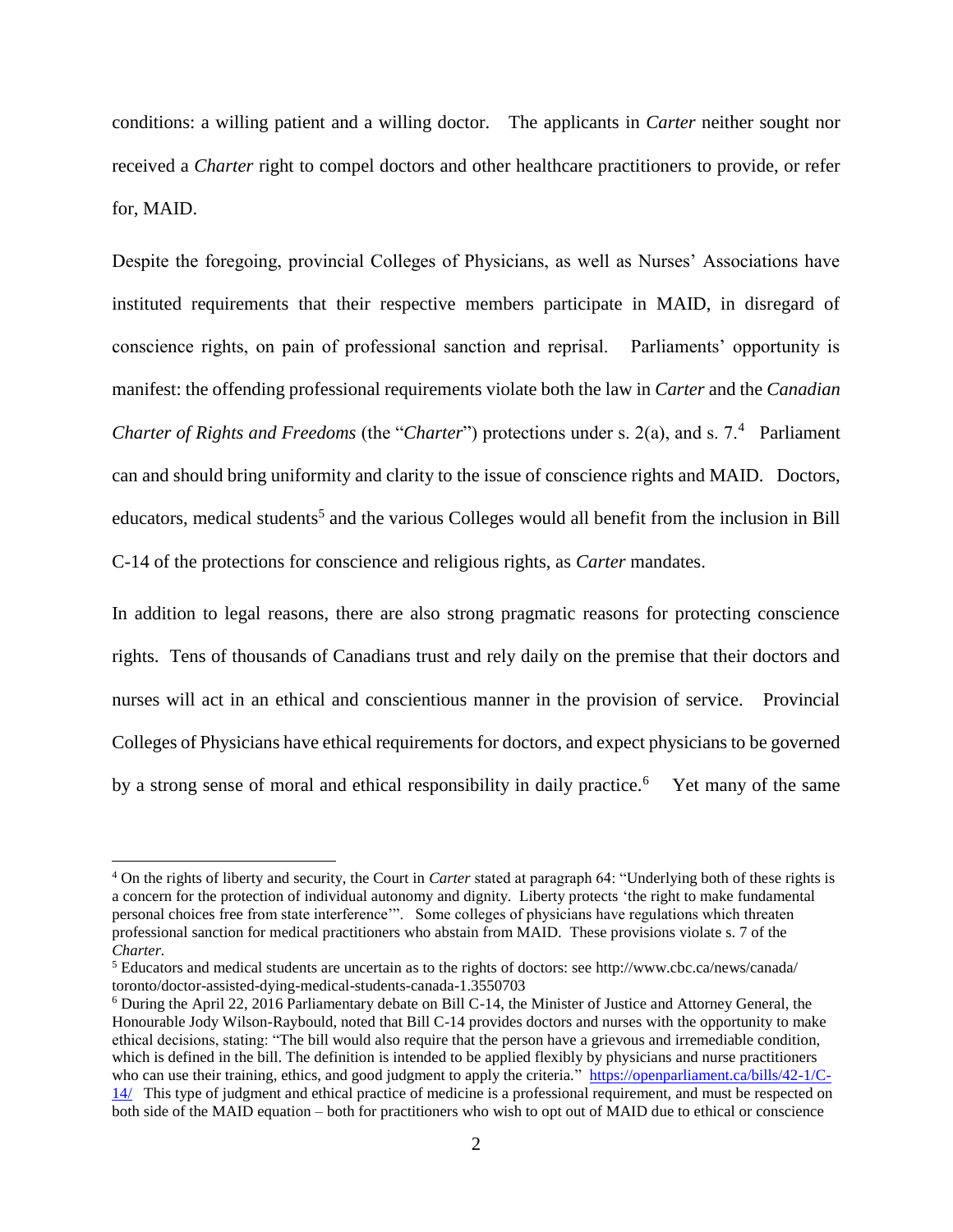conditions: a willing patient and a willing doctor. The applicants in *Carter* neither sought nor received a *Charter* right to compel doctors and other healthcare practitioners to provide, or refer for, MAID.

Despite the foregoing, provincial Colleges of Physicians, as well as Nurses' Associations have instituted requirements that their respective members participate in MAID, in disregard of conscience rights, on pain of professional sanction and reprisal. Parliaments' opportunity is manifest: the offending professional requirements violate both the law in *Carter* and the *Canadian Charter of Rights and Freedoms* (the "*Charter*") protections under s. 2(a), and s. 7.[4] Parliament can and should bring uniformity and clarity to the issue of conscience rights and MAID. Doctors, educators, medical students[5] and the various Colleges would all benefit from the inclusion in Bill C-14 of the protections for conscience and religious rights, as *Carter* mandates.

In addition to legal reasons, there are also strong pragmatic reasons for protecting conscience rights. Tens of thousands of Canadians trust and rely daily on the premise that their doctors and nurses will act in an ethical and conscientious manner in the provision of service. Provincial Colleges of Physicians have ethical requirements for doctors, and expect physicians to be governed by a strong sense of moral and ethical responsibility in daily practice.[6] Yet many of the same

---

[4] On the rights of liberty and security, the Court in *Carter* stated at paragraph 64: "Underlying both of these rights is a concern for the protection of individual autonomy and dignity. Liberty protects 'the right to make fundamental personal choices free from state interference'". Some colleges of physicians have regulations which threaten professional sanction for medical practitioners who abstain from MAID. These provisions violate s. 7 of the *Charter.*

[5] Educators and medical students are uncertain as to the rights of doctors: see http://www.cbc.ca/news/canada/toronto/doctor-assisted-dying-medical-students-canada-1.3550703

[6] During the April 22, 2016 Parliamentary debate on Bill C-14, the Minister of Justice and Attorney General, the Honourable Jody Wilson-Raybould, noted that Bill C-14 provides doctors and nurses with the opportunity to make ethical decisions, stating: "The bill would also require that the person have a grievous and irremediable condition, which is defined in the bill. The definition is intended to be applied flexibly by physicians and nurse practitioners who can use their training, ethics, and good judgment to apply the criteria." https://openparliament.ca/bills/42-1/C-14/ This type of judgment and ethical practice of medicine is a professional requirement, and must be respected on both side of the MAID equation – both for practitioners who wish to opt out of MAID due to ethical or conscience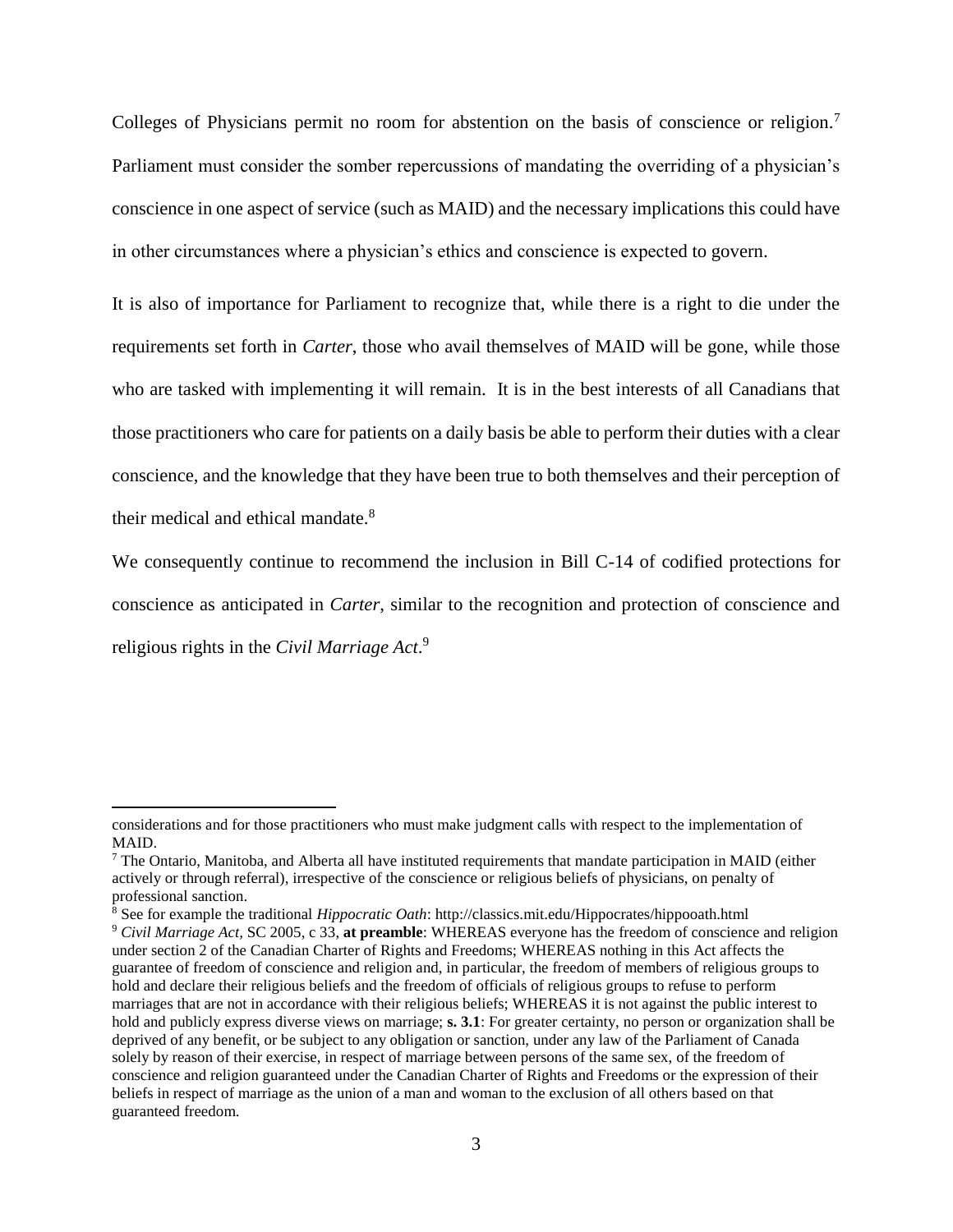Colleges of Physicians permit no room for abstention on the basis of conscience or religion.[7] Parliament must consider the somber repercussions of mandating the overriding of a physician's conscience in one aspect of service (such as MAID) and the necessary implications this could have in other circumstances where a physician's ethics and conscience is expected to govern.

It is also of importance for Parliament to recognize that, while there is a right to die under the requirements set forth in *Carter*, those who avail themselves of MAID will be gone, while those who are tasked with implementing it will remain. It is in the best interests of all Canadians that those practitioners who care for patients on a daily basis be able to perform their duties with a clear conscience, and the knowledge that they have been true to both themselves and their perception of their medical and ethical mandate.[8]

We consequently continue to recommend the inclusion in Bill C-14 of codified protections for conscience as anticipated in *Carter*, similar to the recognition and protection of conscience and religious rights in the *Civil Marriage Act*.[9]

---

considerations and for those practitioners who must make judgment calls with respect to the implementation of MAID.

[7] The Ontario, Manitoba, and Alberta all have instituted requirements that mandate participation in MAID (either actively or through referral), irrespective of the conscience or religious beliefs of physicians, on penalty of professional sanction.

[8] See for example the traditional *Hippocratic Oath*: http://classics.mit.edu/Hippocrates/hippooath.html

[9] *Civil Marriage Act*, SC 2005, c 33, **at preamble**: WHEREAS everyone has the freedom of conscience and religion under section 2 of the Canadian Charter of Rights and Freedoms; WHEREAS nothing in this Act affects the guarantee of freedom of conscience and religion and, in particular, the freedom of members of religious groups to hold and declare their religious beliefs and the freedom of officials of religious groups to refuse to perform marriages that are not in accordance with their religious beliefs; WHEREAS it is not against the public interest to hold and publicly express diverse views on marriage; **s. 3.1**: For greater certainty, no person or organization shall be deprived of any benefit, or be subject to any obligation or sanction, under any law of the Parliament of Canada solely by reason of their exercise, in respect of marriage between persons of the same sex, of the freedom of conscience and religion guaranteed under the Canadian Charter of Rights and Freedoms or the expression of their beliefs in respect of marriage as the union of a man and woman to the exclusion of all others based on that guaranteed freedom.